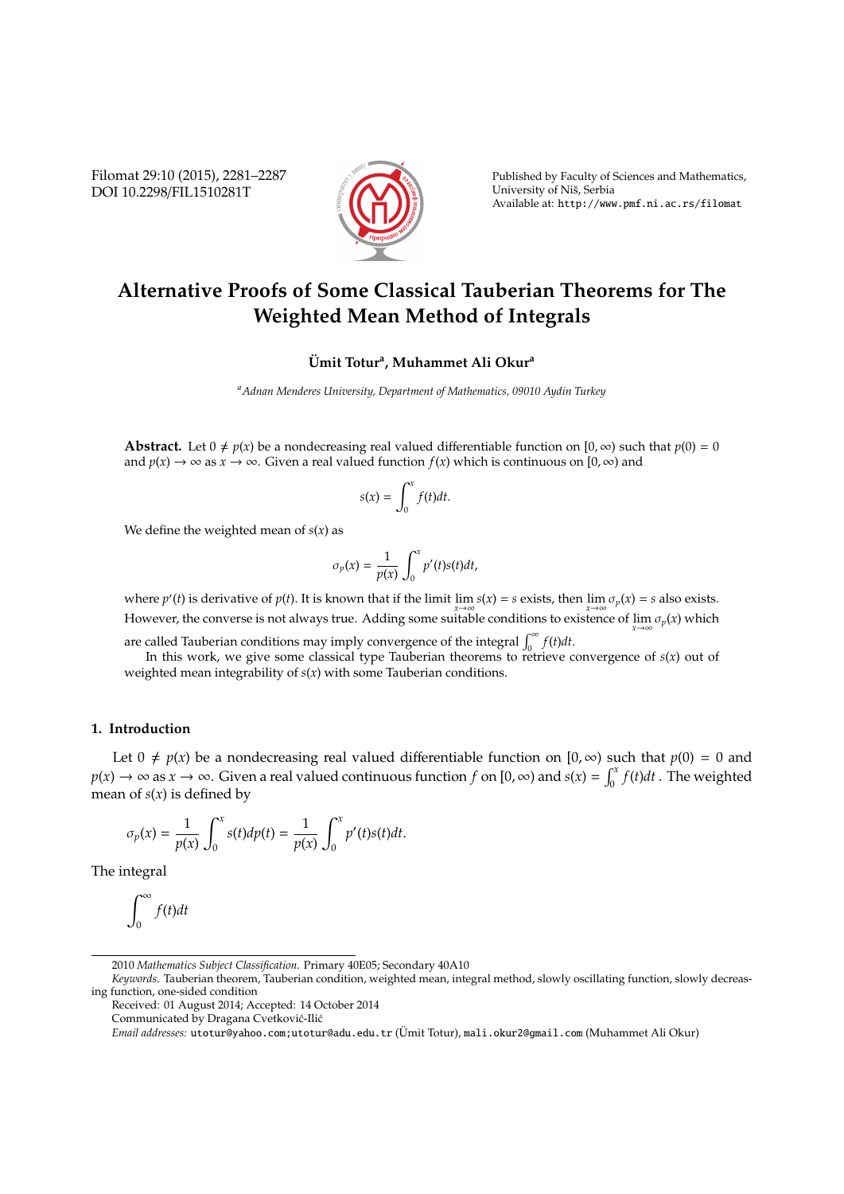# Alternative Proofs of Some Classical Tauberian Theorems for The Weighted Mean Method of Integrals

**Ümit Totur[a], Muhammet Ali Okur[a]**

[a] *Adnan Menderes University, Department of Mathematics, 09010 Aydin Turkey*

**Abstract.** Let $0 \neq p(x)$ be a nondecreasing real valued differentiable function on $[0, \infty)$ such that $p(0) = 0$ and $p(x) \to \infty$ as $x \to \infty$. Given a real valued function $f(x)$ which is continuous on $[0, \infty)$ and

$$s(x) = \int_0^x f(t)dt.$$

We define the weighted mean of $s(x)$ as

$$\sigma_p(x) = \frac{1}{p(x)} \int_0^x p'(t)s(t)dt,$$

where $p'(t)$ is derivative of $p(t)$. It is known that if the limit $\lim_{x\to\infty} s(x) = s$ exists, then $\lim_{x\to\infty} \sigma_p(x) = s$ also exists. However, the converse is not always true. Adding some suitable conditions to existence of $\lim_{x\to\infty} \sigma_p(x)$ which are called Tauberian conditions may imply convergence of the integral $\int_0^\infty f(t)dt$.

In this work, we give some classical type Tauberian theorems to retrieve convergence of $s(x)$ out of weighted mean integrability of $s(x)$ with some Tauberian conditions.

## 1. Introduction

Let $0 \neq p(x)$ be a nondecreasing real valued differentiable function on $[0, \infty)$ such that $p(0) = 0$ and $p(x) \to \infty$ as $x \to \infty$. Given a real valued continuous function $f$ on $[0, \infty)$ and $s(x) = \int_0^x f(t)dt$ . The weighted mean of $s(x)$ is defined by

$$\sigma_p(x) = \frac{1}{p(x)} \int_0^x s(t)dp(t) = \frac{1}{p(x)} \int_0^x p'(t)s(t)dt.$$

The integral

$$\int_0^\infty f(t)dt$$

2010 *Mathematics Subject Classification.* Primary 40E05; Secondary 40A10

*Keywords.* Tauberian theorem, Tauberian condition, weighted mean, integral method, slowly oscillating function, slowly decreasing function, one-sided condition

Received: 01 August 2014; Accepted: 14 October 2014

Communicated by Dragana Cvetković-Ilić

*Email addresses:* utotur@yahoo.com;utotur@adu.edu.tr (Ümit Totur), mali.okur2@gmail.com (Muhammet Ali Okur)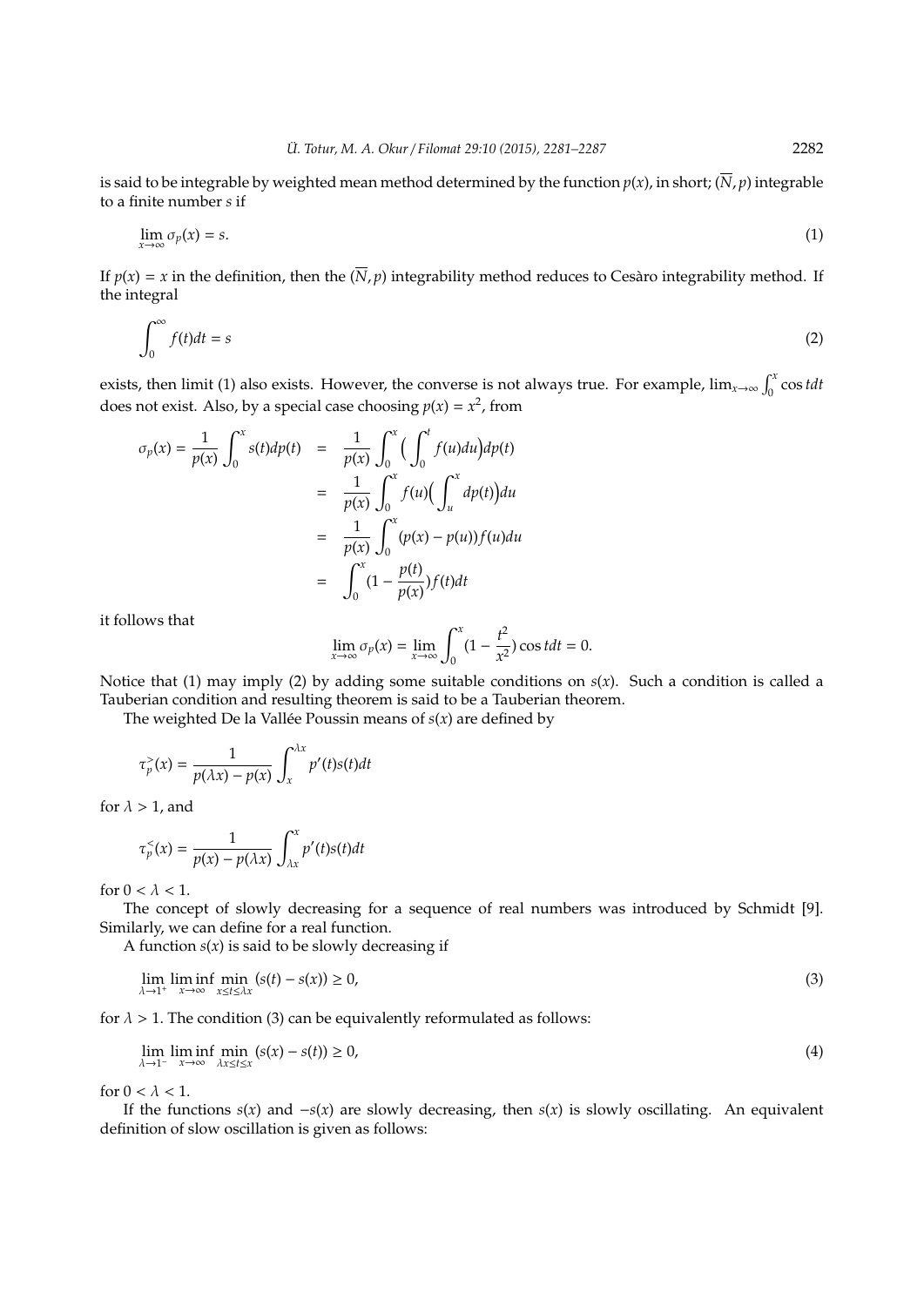is said to be integrable by weighted mean method determined by the function $p(x)$, in short; $(\overline{N}, p)$ integrable to a finite number $s$ if

$$\lim_{x\to\infty} \sigma_p(x) = s. \tag{1}$$

If $p(x) = x$ in the definition, then the $(\overline{N}, p)$ integrability method reduces to Cesàro integrability method. If the integral

$$\int_0^\infty f(t)dt = s \tag{2}$$

exists, then limit (1) also exists. However, the converse is not always true. For example, $\lim_{x\to\infty}\int_0^x \cos t dt$ does not exist. Also, by a special case choosing $p(x) = x^2$, from

$$\begin{aligned}
\sigma_p(x) = \frac{1}{p(x)}\int_0^x s(t)dp(t) &= \frac{1}{p(x)}\int_0^x \Big(\int_0^t f(u)du\Big)dp(t) \\
&= \frac{1}{p(x)}\int_0^x f(u)\Big(\int_u^x dp(t)\Big)du \\
&= \frac{1}{p(x)}\int_0^x (p(x)-p(u))f(u)du \\
&= \int_0^x (1-\frac{p(t)}{p(x)})f(t)dt
\end{aligned}$$

it follows that

$$\lim_{x\to\infty}\sigma_p(x) = \lim_{x\to\infty}\int_0^x (1-\frac{t^2}{x^2})\cos t dt = 0.$$

Notice that (1) may imply (2) by adding some suitable conditions on $s(x)$. Such a condition is called a Tauberian condition and resulting theorem is said to be a Tauberian theorem.

The weighted De la Vallée Poussin means of $s(x)$ are defined by

$$\tau_p^{>}(x) = \frac{1}{p(\lambda x)-p(x)}\int_x^{\lambda x} p'(t)s(t)dt$$

for $\lambda > 1$, and

$$\tau_p^{<}(x) = \frac{1}{p(x)-p(\lambda x)}\int_{\lambda x}^{x} p'(t)s(t)dt$$

for $0 < \lambda < 1$.

The concept of slowly decreasing for a sequence of real numbers was introduced by Schmidt [9]. Similarly, we can define for a real function.

A function $s(x)$ is said to be slowly decreasing if

$$\lim_{\lambda\to 1^+}\liminf_{x\to\infty}\min_{x\le t\le \lambda x}(s(t)-s(x)) \ge 0, \tag{3}$$

for $\lambda > 1$. The condition (3) can be equivalently reformulated as follows:

$$\lim_{\lambda\to 1^-}\liminf_{x\to\infty}\min_{\lambda x\le t\le x}(s(x)-s(t)) \ge 0, \tag{4}$$

for $0 < \lambda < 1$.

If the functions $s(x)$ and $-s(x)$ are slowly decreasing, then $s(x)$ is slowly oscillating. An equivalent definition of slow oscillation is given as follows: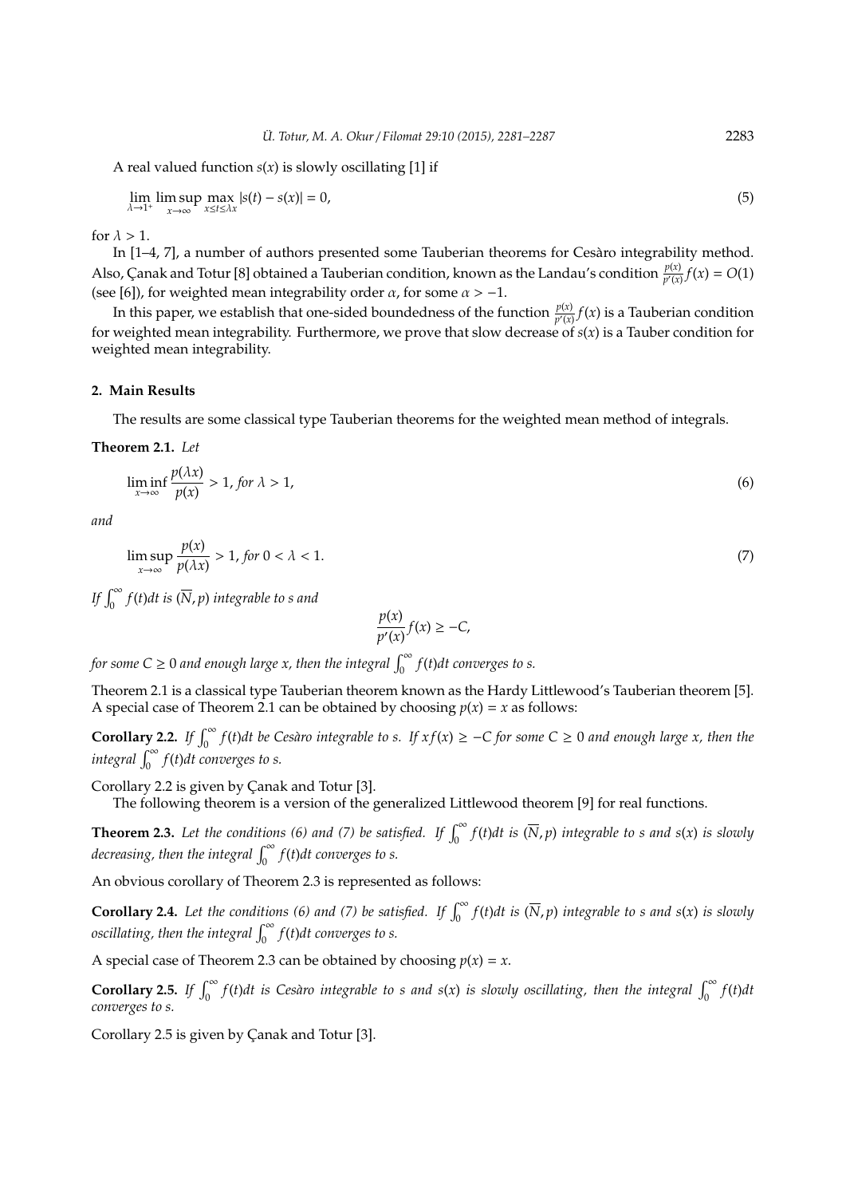A real valued function $s(x)$ is slowly oscillating [1] if

$$\lim_{\lambda \to 1^+} \limsup_{x \to \infty} \max_{x \leq t \leq \lambda x} |s(t) - s(x)| = 0, \tag{5}$$

for $\lambda > 1$.

In [1–4, 7], a number of authors presented some Tauberian theorems for Cesàro integrability method. Also, Çanak and Totur [8] obtained a Tauberian condition, known as the Landau's condition $\frac{p(x)}{p'(x)} f(x) = O(1)$ (see [6]), for weighted mean integrability order $\alpha$, for some $\alpha > -1$.

In this paper, we establish that one-sided boundedness of the function $\frac{p(x)}{p'(x)} f(x)$ is a Tauberian condition for weighted mean integrability. Furthermore, we prove that slow decrease of $s(x)$ is a Tauber condition for weighted mean integrability.

## 2. Main Results

The results are some classical type Tauberian theorems for the weighted mean method of integrals.

**Theorem 2.1.** *Let*

$$\liminf_{x \to \infty} \frac{p(\lambda x)}{p(x)} > 1, \text{ for } \lambda > 1, \tag{6}$$

*and*

$$\limsup_{x \to \infty} \frac{p(x)}{p(\lambda x)} > 1, \text{ for } 0 < \lambda < 1. \tag{7}$$

*If $\int_0^\infty f(t)dt$ is $(\overline{N}, p)$ integrable to $s$ and*

$$\frac{p(x)}{p'(x)} f(x) \geq -C,$$

*for some $C \geq 0$ and enough large $x$, then the integral $\int_0^\infty f(t)dt$ converges to $s$.*

Theorem 2.1 is a classical type Tauberian theorem known as the Hardy Littlewood's Tauberian theorem [5]. A special case of Theorem 2.1 can be obtained by choosing $p(x) = x$ as follows:

**Corollary 2.2.** *If $\int_0^\infty f(t)dt$ be Cesàro integrable to $s$. If $xf(x) \geq -C$ for some $C \geq 0$ and enough large $x$, then the integral $\int_0^\infty f(t)dt$ converges to $s$.*

Corollary 2.2 is given by Çanak and Totur [3].

The following theorem is a version of the generalized Littlewood theorem [9] for real functions.

**Theorem 2.3.** *Let the conditions (6) and (7) be satisfied. If $\int_0^\infty f(t)dt$ is $(\overline{N}, p)$ integrable to $s$ and $s(x)$ is slowly decreasing, then the integral $\int_0^\infty f(t)dt$ converges to $s$.*

An obvious corollary of Theorem 2.3 is represented as follows:

**Corollary 2.4.** *Let the conditions (6) and (7) be satisfied. If $\int_0^\infty f(t)dt$ is $(\overline{N}, p)$ integrable to $s$ and $s(x)$ is slowly oscillating, then the integral $\int_0^\infty f(t)dt$ converges to $s$.*

A special case of Theorem 2.3 can be obtained by choosing $p(x) = x$.

**Corollary 2.5.** *If $\int_0^\infty f(t)dt$ is Cesàro integrable to $s$ and $s(x)$ is slowly oscillating, then the integral $\int_0^\infty f(t)dt$ converges to $s$.*

Corollary 2.5 is given by Çanak and Totur [3].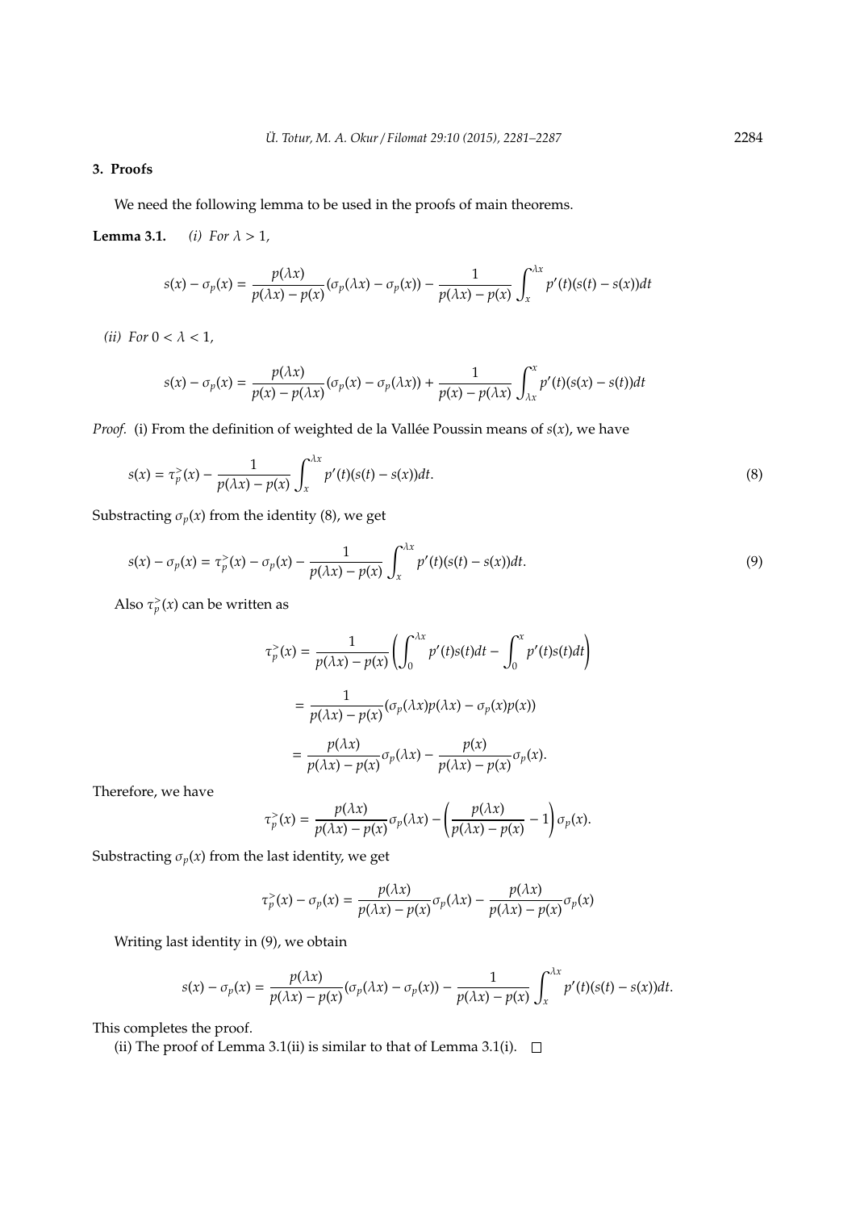## 3. Proofs

We need the following lemma to be used in the proofs of main theorems.

**Lemma 3.1.** *(i) For* $\lambda > 1$,

$$s(x) - \sigma_p(x) = \frac{p(\lambda x)}{p(\lambda x) - p(x)}(\sigma_p(\lambda x) - \sigma_p(x)) - \frac{1}{p(\lambda x) - p(x)} \int_x^{\lambda x} p'(t)(s(t) - s(x))dt$$

*(ii) For* $0 < \lambda < 1$,

$$s(x) - \sigma_p(x) = \frac{p(\lambda x)}{p(x) - p(\lambda x)}(\sigma_p(x) - \sigma_p(\lambda x)) + \frac{1}{p(x) - p(\lambda x)} \int_{\lambda x}^{x} p'(t)(s(x) - s(t))dt$$

*Proof.* (i) From the definition of weighted de la Vallée Poussin means of $s(x)$, we have

$$s(x) = \tau_p^{>}(x) - \frac{1}{p(\lambda x) - p(x)} \int_x^{\lambda x} p'(t)(s(t) - s(x))dt. \tag{8}$$

Substracting $\sigma_p(x)$ from the identity (8), we get

$$s(x) - \sigma_p(x) = \tau_p^{>}(x) - \sigma_p(x) - \frac{1}{p(\lambda x) - p(x)} \int_x^{\lambda x} p'(t)(s(t) - s(x))dt. \tag{9}$$

Also $\tau_p^{>}(x)$ can be written as

$$\begin{aligned}
\tau_p^{>}(x) &= \frac{1}{p(\lambda x) - p(x)} \left( \int_0^{\lambda x} p'(t)s(t)dt - \int_0^{x} p'(t)s(t)dt \right) \\
&= \frac{1}{p(\lambda x) - p(x)} (\sigma_p(\lambda x)p(\lambda x) - \sigma_p(x)p(x)) \\
&= \frac{p(\lambda x)}{p(\lambda x) - p(x)} \sigma_p(\lambda x) - \frac{p(x)}{p(\lambda x) - p(x)} \sigma_p(x).
\end{aligned}$$

Therefore, we have

$$\tau_p^{>}(x) = \frac{p(\lambda x)}{p(\lambda x) - p(x)} \sigma_p(\lambda x) - \left( \frac{p(\lambda x)}{p(\lambda x) - p(x)} - 1 \right) \sigma_p(x).$$

Substracting $\sigma_p(x)$ from the last identity, we get

$$\tau_p^{>}(x) - \sigma_p(x) = \frac{p(\lambda x)}{p(\lambda x) - p(x)} \sigma_p(\lambda x) - \frac{p(\lambda x)}{p(\lambda x) - p(x)} \sigma_p(x)$$

Writing last identity in (9), we obtain

$$s(x) - \sigma_p(x) = \frac{p(\lambda x)}{p(\lambda x) - p(x)}(\sigma_p(\lambda x) - \sigma_p(x)) - \frac{1}{p(\lambda x) - p(x)} \int_x^{\lambda x} p'(t)(s(t) - s(x))dt.$$

This completes the proof.

(ii) The proof of Lemma 3.1(ii) is similar to that of Lemma 3.1(i). □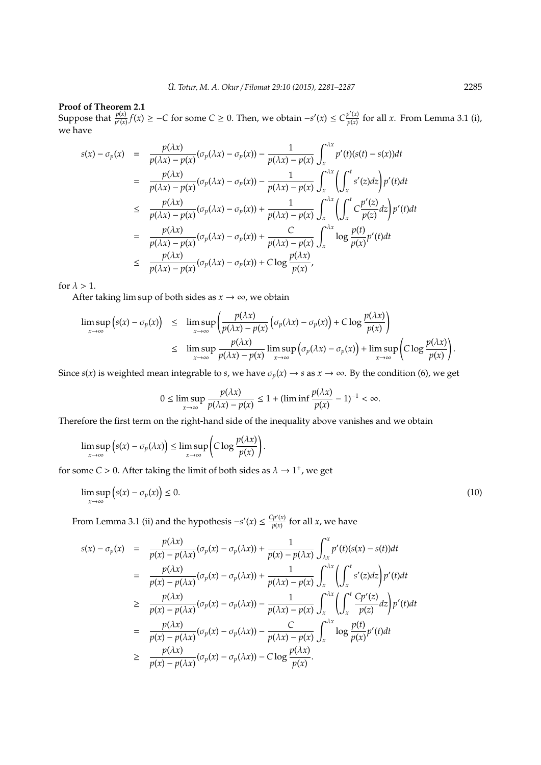**Proof of Theorem 2.1**

Suppose that $\frac{p(x)}{p'(x)}f(x) \geq -C$ for some $C \geq 0$. Then, we obtain $-s'(x) \leq C\frac{p'(x)}{p(x)}$ for all $x$. From Lemma 3.1 (i), we have

$$
\begin{aligned}
s(x) - \sigma_p(x) &= \frac{p(\lambda x)}{p(\lambda x) - p(x)}(\sigma_p(\lambda x) - \sigma_p(x)) - \frac{1}{p(\lambda x) - p(x)} \int_x^{\lambda x} p'(t)(s(t) - s(x))dt \\
&= \frac{p(\lambda x)}{p(\lambda x) - p(x)}(\sigma_p(\lambda x) - \sigma_p(x)) - \frac{1}{p(\lambda x) - p(x)} \int_x^{\lambda x} \left( \int_x^t s'(z)dz \right) p'(t)dt \\
&\leq \frac{p(\lambda x)}{p(\lambda x) - p(x)}(\sigma_p(\lambda x) - \sigma_p(x)) + \frac{1}{p(\lambda x) - p(x)} \int_x^{\lambda x} \left( \int_x^t C\frac{p'(z)}{p(z)}dz \right) p'(t)dt \\
&= \frac{p(\lambda x)}{p(\lambda x) - p(x)}(\sigma_p(\lambda x) - \sigma_p(x)) + \frac{C}{p(\lambda x) - p(x)} \int_x^{\lambda x} \log \frac{p(t)}{p(x)} p'(t)dt \\
&\leq \frac{p(\lambda x)}{p(\lambda x) - p(x)}(\sigma_p(\lambda x) - \sigma_p(x)) + C \log \frac{p(\lambda x)}{p(x)},
\end{aligned}
$$

for $\lambda > 1$.

After taking lim sup of both sides as $x \to \infty$, we obtain

$$
\begin{aligned}
\limsup_{x\to\infty} \left( s(x) - \sigma_p(x) \right) &\leq \limsup_{x\to\infty} \left( \frac{p(\lambda x)}{p(\lambda x) - p(x)} \left( \sigma_p(\lambda x) - \sigma_p(x) \right) + C \log \frac{p(\lambda x)}{p(x)} \right) \\
&\leq \limsup_{x\to\infty} \frac{p(\lambda x)}{p(\lambda x) - p(x)} \limsup_{x\to\infty} \left( \sigma_p(\lambda x) - \sigma_p(x) \right) + \limsup_{x\to\infty} \left( C \log \frac{p(\lambda x)}{p(x)} \right).
\end{aligned}
$$

Since $s(x)$ is weighted mean integrable to $s$, we have $\sigma_p(x) \to s$ as $x \to \infty$. By the condition (6), we get

$$
0 \leq \limsup_{x\to\infty} \frac{p(\lambda x)}{p(\lambda x) - p(x)} \leq 1 + (\liminf \frac{p(\lambda x)}{p(x)} - 1)^{-1} < \infty.
$$

Therefore the first term on the right-hand side of the inequality above vanishes and we obtain

$$
\limsup_{x\to\infty} \left( s(x) - \sigma_p(\lambda x) \right) \leq \limsup_{x\to\infty} \left( C \log \frac{p(\lambda x)}{p(x)} \right).
$$

for some $C > 0$. After taking the limit of both sides as $\lambda \to 1^+$, we get

$$
\limsup_{x\to\infty} \left( s(x) - \sigma_p(x) \right) \leq 0. \tag{10}
$$

From Lemma 3.1 (ii) and the hypothesis $-s'(x) \leq \frac{Cp'(x)}{p(x)}$ for all $x$, we have

$$
\begin{aligned}
s(x) - \sigma_p(x) &= \frac{p(\lambda x)}{p(x) - p(\lambda x)}(\sigma_p(x) - \sigma_p(\lambda x)) + \frac{1}{p(x) - p(\lambda x)} \int_{\lambda x}^{x} p'(t)(s(x) - s(t))dt \\
&= \frac{p(\lambda x)}{p(x) - p(\lambda x)}(\sigma_p(x) - \sigma_p(\lambda x)) + \frac{1}{p(\lambda x) - p(x)} \int_x^{\lambda x} \left( \int_x^t s'(z)dz \right) p'(t)dt \\
&\geq \frac{p(\lambda x)}{p(x) - p(\lambda x)}(\sigma_p(x) - \sigma_p(\lambda x)) - \frac{1}{p(\lambda x) - p(x)} \int_x^{\lambda x} \left( \int_x^t \frac{Cp'(z)}{p(z)}dz \right) p'(t)dt \\
&= \frac{p(\lambda x)}{p(x) - p(\lambda x)}(\sigma_p(x) - \sigma_p(\lambda x)) - \frac{C}{p(\lambda x) - p(x)} \int_x^{\lambda x} \log \frac{p(t)}{p(x)} p'(t)dt \\
&\geq \frac{p(\lambda x)}{p(x) - p(\lambda x)}(\sigma_p(x) - \sigma_p(\lambda x)) - C \log \frac{p(\lambda x)}{p(x)}.
\end{aligned}
$$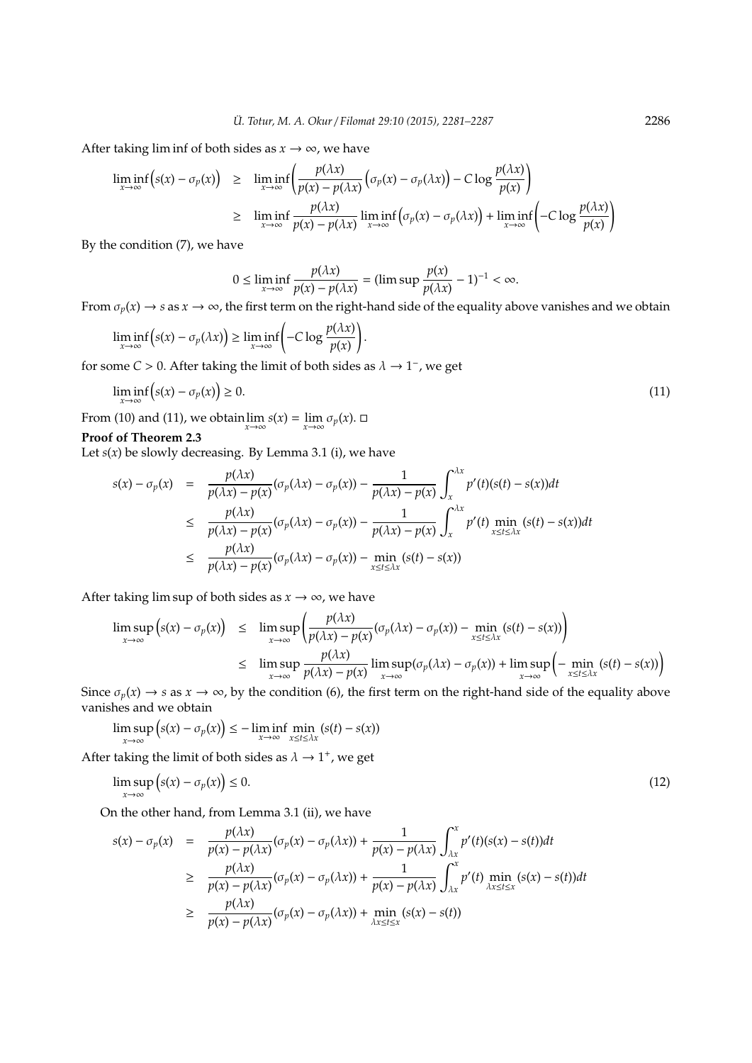After taking lim inf of both sides as $x \to \infty$, we have

$$
\begin{aligned}
\liminf_{x\to\infty}\Big(s(x)-\sigma_p(x)\Big) &\geq \liminf_{x\to\infty}\left(\frac{p(\lambda x)}{p(x)-p(\lambda x)}\Big(\sigma_p(x)-\sigma_p(\lambda x)\Big) - C\log\frac{p(\lambda x)}{p(x)}\right)\\
&\geq \liminf_{x\to\infty}\frac{p(\lambda x)}{p(x)-p(\lambda x)}\liminf_{x\to\infty}\Big(\sigma_p(x)-\sigma_p(\lambda x)\Big) + \liminf_{x\to\infty}\left(-C\log\frac{p(\lambda x)}{p(x)}\right)
\end{aligned}
$$

By the condition (7), we have

$$
0 \leq \liminf_{x\to\infty}\frac{p(\lambda x)}{p(x)-p(\lambda x)} = (\limsup\frac{p(x)}{p(\lambda x)}-1)^{-1} < \infty.
$$

From $\sigma_p(x) \to s$ as $x \to \infty$, the first term on the right-hand side of the equality above vanishes and we obtain

$$
\liminf_{x\to\infty}\Big(s(x)-\sigma_p(\lambda x)\Big) \geq \liminf_{x\to\infty}\left(-C\log\frac{p(\lambda x)}{p(x)}\right).
$$

for some $C > 0$. After taking the limit of both sides as $\lambda \to 1^-$, we get

$$
\liminf_{x\to\infty}\Big(s(x)-\sigma_p(x)\Big) \geq 0. \tag{11}
$$

From (10) and (11), we obtain $\lim\limits_{x\to\infty} s(x) = \lim\limits_{x\to\infty}\sigma_p(x)$. □

**Proof of Theorem 2.3**

Let $s(x)$ be slowly decreasing. By Lemma 3.1 (i), we have

$$
\begin{aligned}
s(x)-\sigma_p(x) &= \frac{p(\lambda x)}{p(\lambda x)-p(x)}(\sigma_p(\lambda x)-\sigma_p(x)) - \frac{1}{p(\lambda x)-p(x)}\int_x^{\lambda x} p'(t)(s(t)-s(x))dt\\
&\leq \frac{p(\lambda x)}{p(\lambda x)-p(x)}(\sigma_p(\lambda x)-\sigma_p(x)) - \frac{1}{p(\lambda x)-p(x)}\int_x^{\lambda x} p'(t)\min_{x\leq t\leq \lambda x}(s(t)-s(x))dt\\
&\leq \frac{p(\lambda x)}{p(\lambda x)-p(x)}(\sigma_p(\lambda x)-\sigma_p(x)) - \min_{x\leq t\leq \lambda x}(s(t)-s(x))
\end{aligned}
$$

After taking lim sup of both sides as $x \to \infty$, we have

$$
\begin{aligned}
\limsup_{x\to\infty}\Big(s(x)-\sigma_p(x)\Big) &\leq \limsup_{x\to\infty}\left(\frac{p(\lambda x)}{p(\lambda x)-p(x)}(\sigma_p(\lambda x)-\sigma_p(x)) - \min_{x\leq t\leq \lambda x}(s(t)-s(x))\right)\\
&\leq \limsup_{x\to\infty}\frac{p(\lambda x)}{p(\lambda x)-p(x)}\limsup_{x\to\infty}(\sigma_p(\lambda x)-\sigma_p(x)) + \limsup_{x\to\infty}\Big(-\min_{x\leq t\leq \lambda x}(s(t)-s(x))\Big)
\end{aligned}
$$

Since $\sigma_p(x) \to s$ as $x \to \infty$, by the condition (6), the first term on the right-hand side of the equality above vanishes and we obtain

$$
\limsup_{x\to\infty}\Big(s(x)-\sigma_p(x)\Big) \leq -\liminf_{x\to\infty}\min_{x\leq t\leq \lambda x}(s(t)-s(x))
$$

After taking the limit of both sides as $\lambda \to 1^+$, we get

$$
\limsup_{x\to\infty}\Big(s(x)-\sigma_p(x)\Big) \leq 0. \tag{12}
$$

On the other hand, from Lemma 3.1 (ii), we have

$$
\begin{aligned}
s(x)-\sigma_p(x) &= \frac{p(\lambda x)}{p(x)-p(\lambda x)}(\sigma_p(x)-\sigma_p(\lambda x)) + \frac{1}{p(x)-p(\lambda x)}\int_{\lambda x}^{x} p'(t)(s(x)-s(t))dt\\
&\geq \frac{p(\lambda x)}{p(x)-p(\lambda x)}(\sigma_p(x)-\sigma_p(\lambda x)) + \frac{1}{p(x)-p(\lambda x)}\int_{\lambda x}^{x} p'(t)\min_{\lambda x\leq t\leq x}(s(x)-s(t))dt\\
&\geq \frac{p(\lambda x)}{p(x)-p(\lambda x)}(\sigma_p(x)-\sigma_p(\lambda x)) + \min_{\lambda x\leq t\leq x}(s(x)-s(t))
\end{aligned}
$$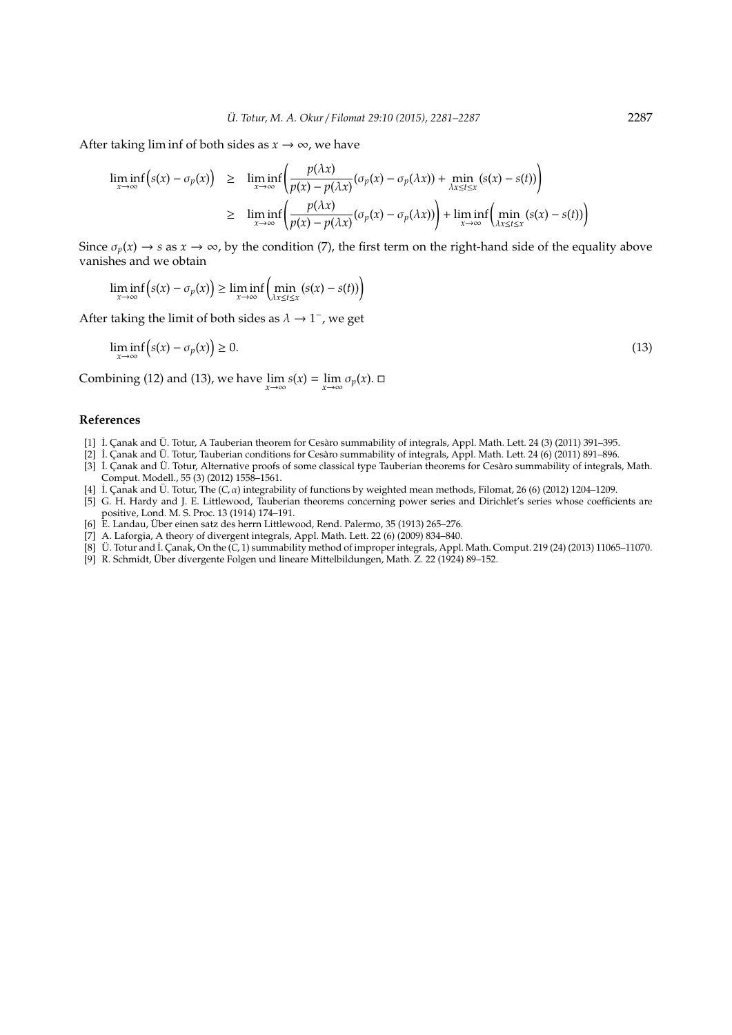After taking lim inf of both sides as $x \to \infty$, we have

$$
\begin{aligned}
\liminf_{x\to\infty}\Big(s(x)-\sigma_p(x)\Big) &\geq \liminf_{x\to\infty}\left(\frac{p(\lambda x)}{p(x)-p(\lambda x)}(\sigma_p(x)-\sigma_p(\lambda x)) + \min_{\lambda x\leq t\leq x}(s(x)-s(t))\right)\\
&\geq \liminf_{x\to\infty}\left(\frac{p(\lambda x)}{p(x)-p(\lambda x)}(\sigma_p(x)-\sigma_p(\lambda x))\right) + \liminf_{x\to\infty}\left(\min_{\lambda x\leq t\leq x}(s(x)-s(t))\right)
\end{aligned}
$$

Since $\sigma_p(x) \to s$ as $x \to \infty$, by the condition (7), the first term on the right-hand side of the equality above vanishes and we obtain

$$
\liminf_{x\to\infty}\Big(s(x)-\sigma_p(x)\Big) \geq \liminf_{x\to\infty}\left(\min_{\lambda x\leq t\leq x}(s(x)-s(t))\right)
$$

After taking the limit of both sides as $\lambda \to 1^-$, we get

$$
\liminf_{x\to\infty}\Big(s(x)-\sigma_p(x)\Big) \geq 0. \tag{13}
$$

Combining (12) and (13), we have $\lim\limits_{x\to\infty} s(x) = \lim\limits_{x\to\infty} \sigma_p(x)$. □

## References

[1] İ. Çanak and Ü. Totur, A Tauberian theorem for Cesàro summability of integrals, Appl. Math. Lett. 24 (3) (2011) 391–395.

[2] İ. Çanak and Ü. Totur, Tauberian conditions for Cesàro summability of integrals, Appl. Math. Lett. 24 (6) (2011) 891–896.

[3] İ. Çanak and Ü. Totur, Alternative proofs of some classical type Tauberian theorems for Cesàro summability of integrals, Math. Comput. Modell., 55 (3) (2012) 1558–1561.

[4] İ. Çanak and Ü. Totur, The $(C, \alpha)$ integrability of functions by weighted mean methods, Filomat, 26 (6) (2012) 1204–1209.

[5] G. H. Hardy and J. E. Littlewood, Tauberian theorems concerning power series and Dirichlet's series whose coefficients are positive, Lond. M. S. Proc. 13 (1914) 174–191.

[6] E. Landau, Über einen satz des herrn Littlewood, Rend. Palermo, 35 (1913) 265–276.

[7] A. Laforgia, A theory of divergent integrals, Appl. Math. Lett. 22 (6) (2009) 834–840.

[8] Ü. Totur and İ. Çanak, On the $(C, 1)$ summability method of improper integrals, Appl. Math. Comput. 219 (24) (2013) 11065–11070.

[9] R. Schmidt, Über divergente Folgen und lineare Mittelbildungen, Math. Z. 22 (1924) 89–152.